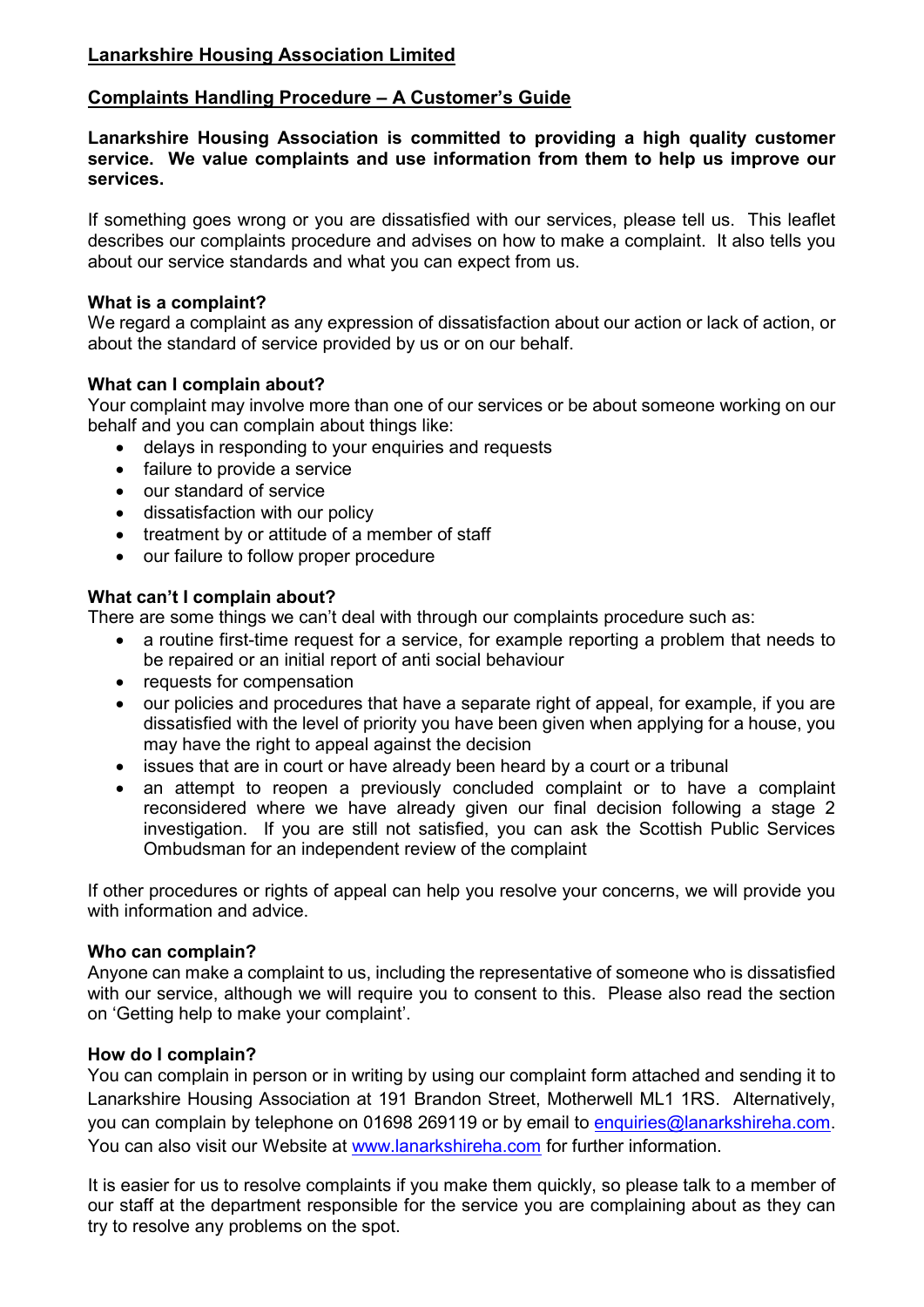# Lanarkshire Housing Association Limited

## Complaints Handling Procedure – A Customer's Guide

**Lanarkshire Housing Association is committed to providing a high quality customer service. We value complaints and use information from them to help us improve our services.**

If something goes wrong or you are dissatisfied with our services, please tell us. This leaflet describes our complaints procedure and advises on how to make a complaint. It also tells you about our service standards and what you can expect from us.

### What is a complaint?

We regard a complaint as any expression of dissatisfaction about our action or lack of action, or about the standard of service provided by us or on our behalf.

### What can I complain about?

Your complaint may involve more than one of our services or be about someone working on our behalf and you can complain about things like:

- delays in responding to your enquiries and requests
- failure to provide a service
- our standard of service
- dissatisfaction with our policy
- treatment by or attitude of a member of staff
- our failure to follow proper procedure

### What can't I complain about?

There are some things we can't deal with through our complaints procedure such as:

- a routine first-time request for a service, for example reporting a problem that needs to be repaired or an initial report of anti social behaviour
- requests for compensation
- our policies and procedures that have a separate right of appeal, for example, if you are dissatisfied with the level of priority you have been given when applying for a house, you may have the right to appeal against the decision
- issues that are in court or have already been heard by a court or a tribunal
- an attempt to reopen a previously concluded complaint or to have a complaint reconsidered where we have already given our final decision following a stage 2 investigation. If you are still not satisfied, you can ask the Scottish Public Services Ombudsman for an independent review of the complaint

If other procedures or rights of appeal can help you resolve your concerns, we will provide you with information and advice.

### Who can complain?

Anyone can make a complaint to us, including the representative of someone who is dissatisfied with our service, although we will require you to consent to this. Please also read the section on 'Getting help to make your complaint'.

### How do I complain?

You can complain in person or in writing by using our complaint form attached and sending it to Lanarkshire Housing Association at 191 Brandon Street, Motherwell ML1 1RS. Alternatively, you can complain by telephone on 01698 269119 or by email to enquiries@lanarkshireha.com. You can also visit our Website at www.lanarkshireha.com for further information.

It is easier for us to resolve complaints if you make them quickly, so please talk to a member of our staff at the department responsible for the service you are complaining about as they can try to resolve any problems on the spot.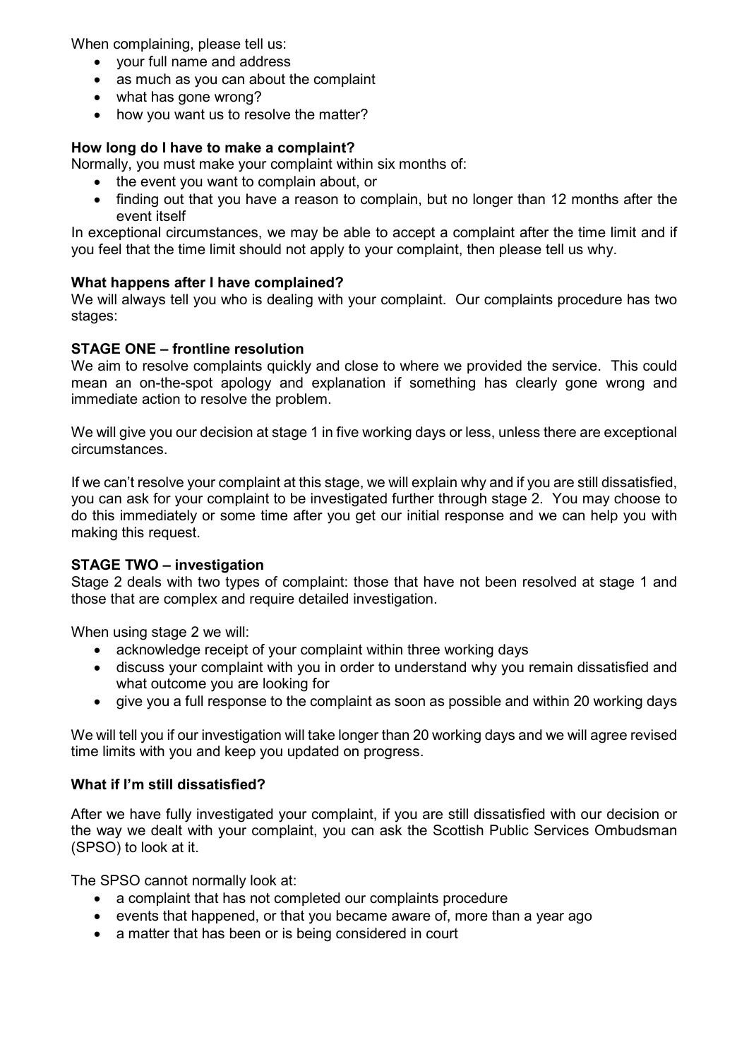When complaining, please tell us:

- your full name and address
- as much as you can about the complaint
- what has gone wrong?
- how you want us to resolve the matter?

**How long do I have to make a complaint?**

Normally, you must make your complaint within six months of:

- the event you want to complain about, or
- finding out that you have a reason to complain, but no longer than 12 months after the event itself

In exceptional circumstances, we may be able to accept a complaint after the time limit and if you feel that the time limit should not apply to your complaint, then please tell us why.

**What happens after I have complained?**

We will always tell you who is dealing with your complaint. Our complaints procedure has two stages:

**STAGE ONE – frontline resolution**

We aim to resolve complaints quickly and close to where we provided the service. This could mean an on-the-spot apology and explanation if something has clearly gone wrong and immediate action to resolve the problem.

We will give you our decision at stage 1 in five working days or less, unless there are exceptional circumstances.

If we can't resolve your complaint at this stage, we will explain why and if you are still dissatisfied, you can ask for your complaint to be investigated further through stage 2. You may choose to do this immediately or some time after you get our initial response and we can help you with making this request.

**STAGE TWO – investigation**

Stage 2 deals with two types of complaint: those that have not been resolved at stage 1 and those that are complex and require detailed investigation.

When using stage 2 we will:

- acknowledge receipt of your complaint within three working days
- discuss your complaint with you in order to understand why you remain dissatisfied and what outcome you are looking for
- give you a full response to the complaint as soon as possible and within 20 working days

We will tell you if our investigation will take longer than 20 working days and we will agree revised time limits with you and keep you updated on progress.

**What if I'm still dissatisfied?**

After we have fully investigated your complaint, if you are still dissatisfied with our decision or the way we dealt with your complaint, you can ask the Scottish Public Services Ombudsman (SPSO) to look at it.

The SPSO cannot normally look at:

- a complaint that has not completed our complaints procedure
- events that happened, or that you became aware of, more than a year ago
- a matter that has been or is being considered in court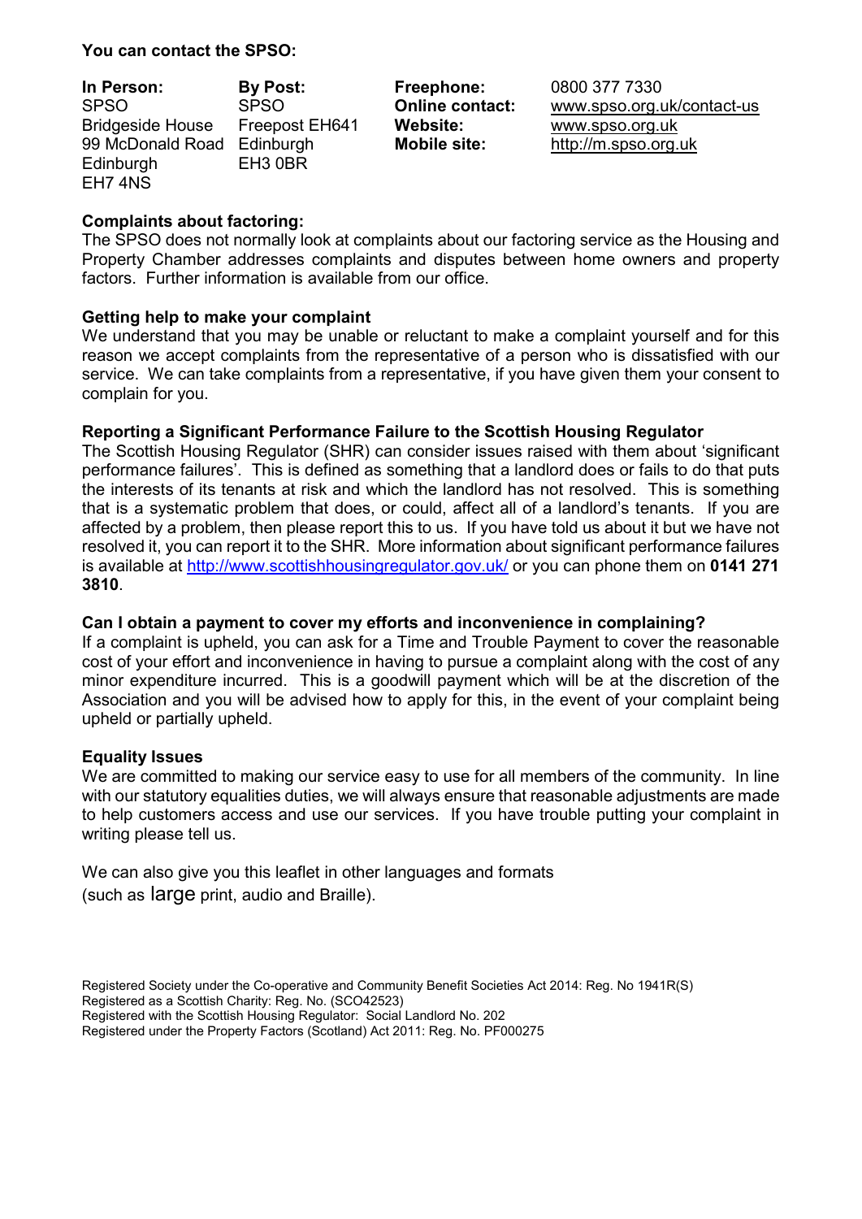**You can contact the SPSO:**

| In Person: | By Post: | Freephone: | 0800 377 7330 |
| --- | --- | --- | --- |
| SPSO | SPSO | Online contact: | www.spso.org.uk/contact-us |
| Bridgeside House | Freepost EH641 | Website: | www.spso.org.uk |
| 99 McDonald Road | Edinburgh | Mobile site: | http://m.spso.org.uk |
| Edinburgh | EH3 0BR | | |
| EH7 4NS | | | |

**Complaints about factoring:**
The SPSO does not normally look at complaints about our factoring service as the Housing and Property Chamber addresses complaints and disputes between home owners and property factors. Further information is available from our office.

**Getting help to make your complaint**
We understand that you may be unable or reluctant to make a complaint yourself and for this reason we accept complaints from the representative of a person who is dissatisfied with our service. We can take complaints from a representative, if you have given them your consent to complain for you.

**Reporting a Significant Performance Failure to the Scottish Housing Regulator**
The Scottish Housing Regulator (SHR) can consider issues raised with them about 'significant performance failures'. This is defined as something that a landlord does or fails to do that puts the interests of its tenants at risk and which the landlord has not resolved. This is something that is a systematic problem that does, or could, affect all of a landlord's tenants. If you are affected by a problem, then please report this to us. If you have told us about it but we have not resolved it, you can report it to the SHR. More information about significant performance failures is available at http://www.scottishhousingregulator.gov.uk/ or you can phone them on **0141 271 3810**.

**Can I obtain a payment to cover my efforts and inconvenience in complaining?**
If a complaint is upheld, you can ask for a Time and Trouble Payment to cover the reasonable cost of your effort and inconvenience in having to pursue a complaint along with the cost of any minor expenditure incurred. This is a goodwill payment which will be at the discretion of the Association and you will be advised how to apply for this, in the event of your complaint being upheld or partially upheld.

**Equality Issues**
We are committed to making our service easy to use for all members of the community. In line with our statutory equalities duties, we will always ensure that reasonable adjustments are made to help customers access and use our services. If you have trouble putting your complaint in writing please tell us.

We can also give you this leaflet in other languages and formats
(such as large print, audio and Braille).

Registered Society under the Co-operative and Community Benefit Societies Act 2014: Reg. No 1941R(S)
Registered as a Scottish Charity: Reg. No. (SCO42523)
Registered with the Scottish Housing Regulator: Social Landlord No. 202
Registered under the Property Factors (Scotland) Act 2011: Reg. No. PF000275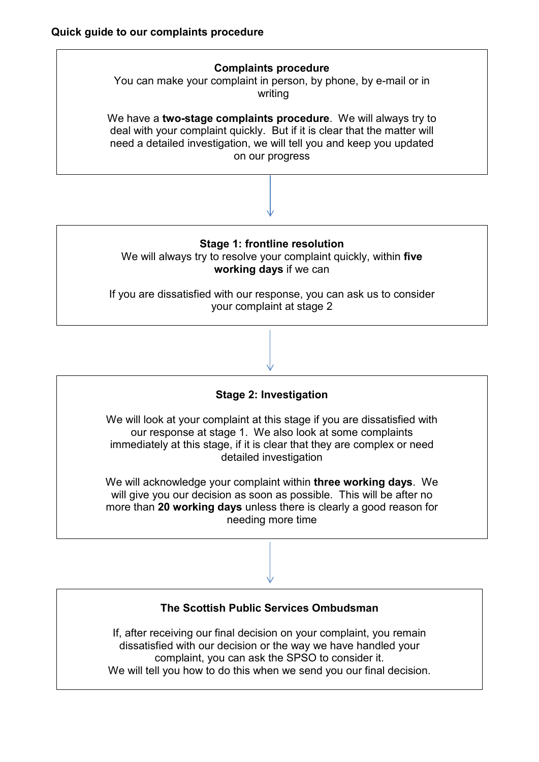**Quick guide to our complaints procedure**

**Complaints procedure**

You can make your complaint in person, by phone, by e-mail or in writing

We have a **two-stage complaints procedure**. We will always try to deal with your complaint quickly. But if it is clear that the matter will need a detailed investigation, we will tell you and keep you updated on our progress

**Stage 1: frontline resolution**

We will always try to resolve your complaint quickly, within **five working days** if we can

If you are dissatisfied with our response, you can ask us to consider your complaint at stage 2

**Stage 2: Investigation**

We will look at your complaint at this stage if you are dissatisfied with our response at stage 1. We also look at some complaints immediately at this stage, if it is clear that they are complex or need detailed investigation

We will acknowledge your complaint within **three working days**. We will give you our decision as soon as possible. This will be after no more than **20 working days** unless there is clearly a good reason for needing more time

**The Scottish Public Services Ombudsman**

If, after receiving our final decision on your complaint, you remain dissatisfied with our decision or the way we have handled your complaint, you can ask the SPSO to consider it.
We will tell you how to do this when we send you our final decision.